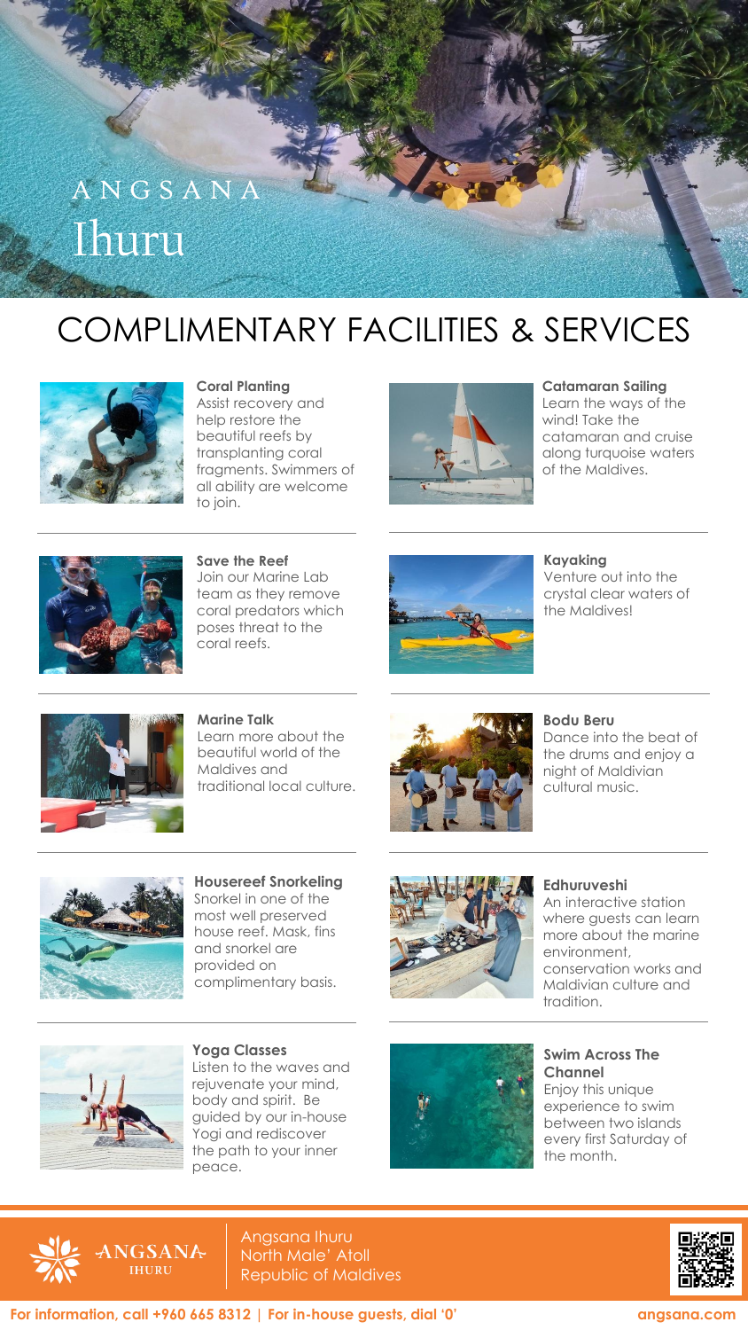# ANGSANA Ihuru

## COMPLIMENTARY FACILITIES & SERVICES

**Coral Planting**
Assist recovery and help restore the beautiful reefs by transplanting coral fragments. Swimmers of all ability are welcome to join.

**Catamaran Sailing**
Learn the ways of the wind! Take the catamaran and cruise along turquoise waters of the Maldives.

**Save the Reef**
Join our Marine Lab team as they remove coral predators which poses threat to the coral reefs.

**Kayaking**
Venture out into the crystal clear waters of the Maldives!

**Marine Talk**
Learn more about the beautiful world of the Maldives and traditional local culture.

**Bodu Beru**
Dance into the beat of the drums and enjoy a night of Maldivian cultural music.

**Housereef Snorkeling**
Snorkel in one of the most well preserved house reef. Mask, fins and snorkel are provided on complimentary basis.

**Edhuruveshi**
An interactive station where guests can learn more about the marine environment, conservation works and Maldivian culture and tradition.

**Yoga Classes**
Listen to the waves and rejuvenate your mind, body and spirit. Be guided by our in-house Yogi and rediscover the path to your inner peace.

**Swim Across The Channel**
Enjoy this unique experience to swim between two islands every first Saturday of the month.

ANGSANA IHURU

Angsana Ihuru
North Male' Atoll
Republic of Maldives

**For information, call +960 665 8312 | For in-house guests, dial '0'** **angsana.com**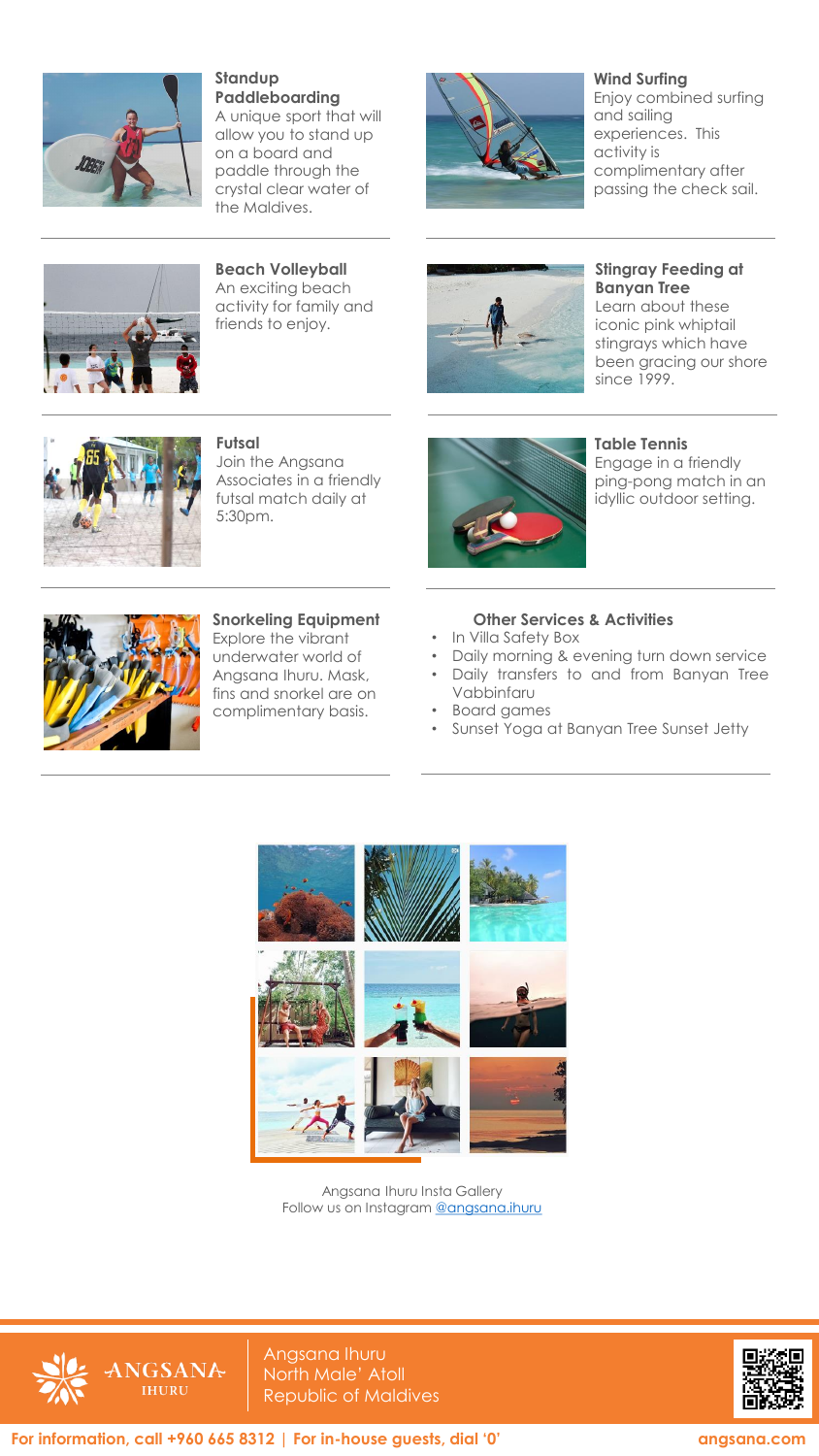### Standup Paddleboarding

A unique sport that will allow you to stand up on a board and paddle through the crystal clear water of the Maldives.

### Wind Surfing

Enjoy combined surfing and sailing experiences. This activity is complimentary after passing the check sail.

### Beach Volleyball

An exciting beach activity for family and friends to enjoy.

### Stingray Feeding at Banyan Tree

Learn about these iconic pink whiptail stingrays which have been gracing our shore since 1999.

### Futsal

Join the Angsana Associates in a friendly futsal match daily at 5:30pm.

### Table Tennis

Engage in a friendly ping-pong match in an idyllic outdoor setting.

### Snorkeling Equipment

Explore the vibrant underwater world of Angsana Ihuru. Mask, fins and snorkel are on complimentary basis.

### Other Services & Activities

- In Villa Safety Box
- Daily morning & evening turn down service
- Daily transfers to and from Banyan Tree Vabbinfaru
- Board games
- Sunset Yoga at Banyan Tree Sunset Jetty

Angsana Ihuru Insta Gallery
Follow us on Instagram @angsana.ihuru

ANGSANA IHURU

Angsana Ihuru
North Male' Atoll
Republic of Maldives

**For information, call +960 665 8312 | For in-house guests, dial '0'** **angsana.com**